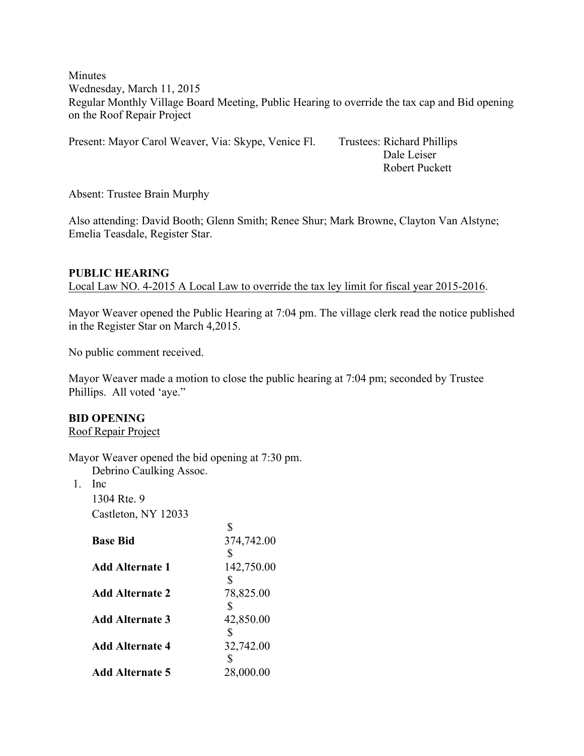Minutes
Wednesday, March 11, 2015
Regular Monthly Village Board Meeting, Public Hearing to override the tax cap and Bid opening on the Roof Repair Project

Present: Mayor Carol Weaver, Via: Skype, Venice Fl.  Trustees: Richard Phillips
Dale Leiser
Robert Puckett

Absent: Trustee Brain Murphy

Also attending: David Booth; Glenn Smith; Renee Shur; Mark Browne, Clayton Van Alstyne; Emelia Teasdale, Register Star.

**PUBLIC HEARING**

Local Law NO. 4-2015 A Local Law to override the tax ley limit for fiscal year 2015-2016.

Mayor Weaver opened the Public Hearing at 7:04 pm. The village clerk read the notice published in the Register Star on March 4,2015.

No public comment received.

Mayor Weaver made a motion to close the public hearing at 7:04 pm; seconded by Trustee Phillips. All voted 'aye."

**BID OPENING**

Roof Repair Project

Mayor Weaver opened the bid opening at 7:30 pm.

1. Debrino Caulking Assoc. Inc
   1304 Rte. 9
   Castleton, NY 12033

| | |
|---|---|
| **Base Bid** | $ 374,742.00 |
| **Add Alternate 1** | $ 142,750.00 |
| **Add Alternate 2** | $ 78,825.00 |
| **Add Alternate 3** | $ 42,850.00 |
| **Add Alternate 4** | $ 32,742.00 |
| **Add Alternate 5** | $ 28,000.00 |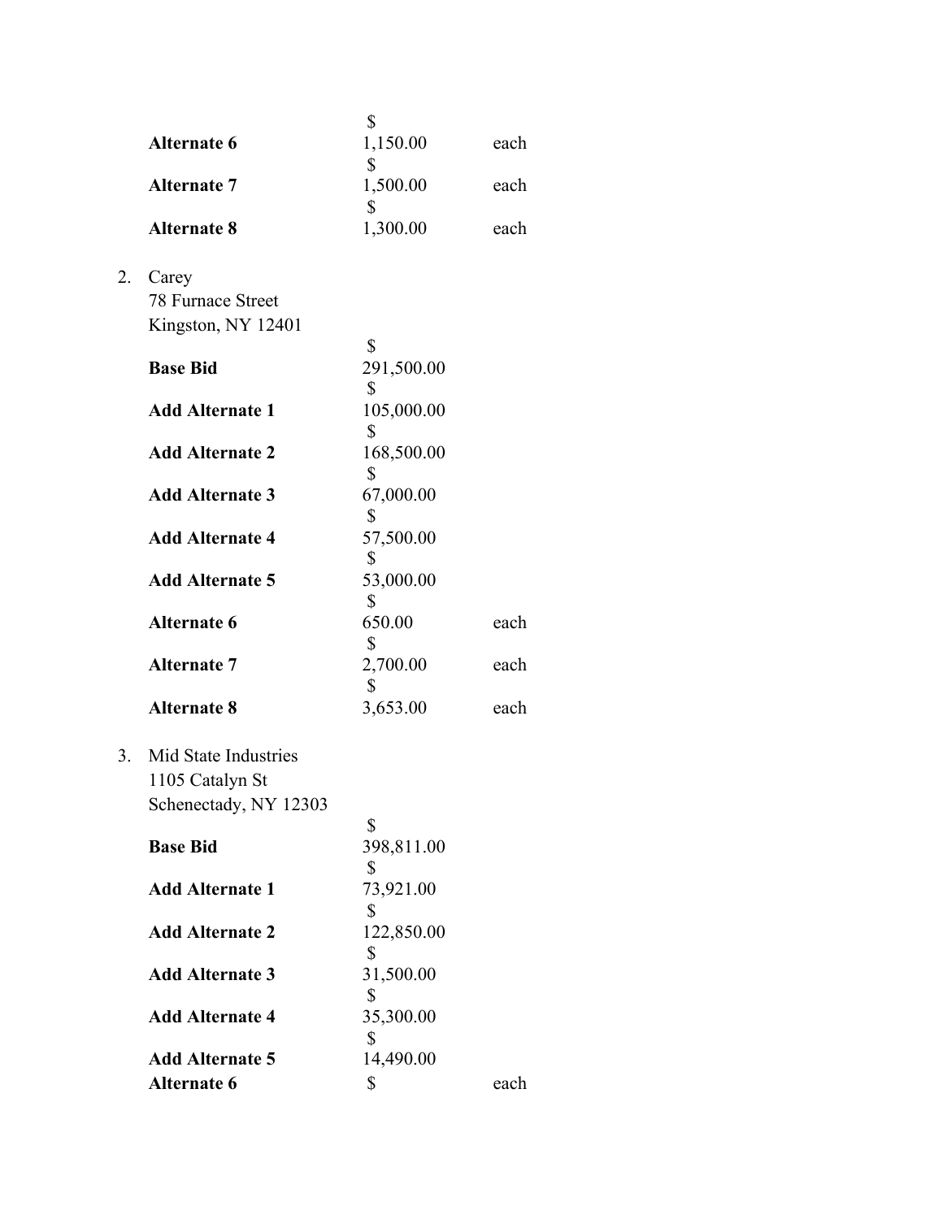| | | |
|---|---|---|
| **Alternate 6** | $ 1,150.00 | each |
| **Alternate 7** | $ 1,500.00 | each |
| **Alternate 8** | $ 1,300.00 | each |

2. Carey
   78 Furnace Street
   Kingston, NY 12401

| | | |
|---|---|---|
| **Base Bid** | $ 291,500.00 | |
| **Add Alternate 1** | $ 105,000.00 | |
| **Add Alternate 2** | $ 168,500.00 | |
| **Add Alternate 3** | $ 67,000.00 | |
| **Add Alternate 4** | $ 57,500.00 | |
| **Add Alternate 5** | $ 53,000.00 | |
| **Alternate 6** | $ 650.00 | each |
| **Alternate 7** | $ 2,700.00 | each |
| **Alternate 8** | $ 3,653.00 | each |

3. Mid State Industries
   1105 Catalyn St
   Schenectady, NY 12303

| | | |
|---|---|---|
| **Base Bid** | $ 398,811.00 | |
| **Add Alternate 1** | $ 73,921.00 | |
| **Add Alternate 2** | $ 122,850.00 | |
| **Add Alternate 3** | $ 31,500.00 | |
| **Add Alternate 4** | $ 35,300.00 | |
| **Add Alternate 5** | $ 14,490.00 | |
| **Alternate 6** | $ | each |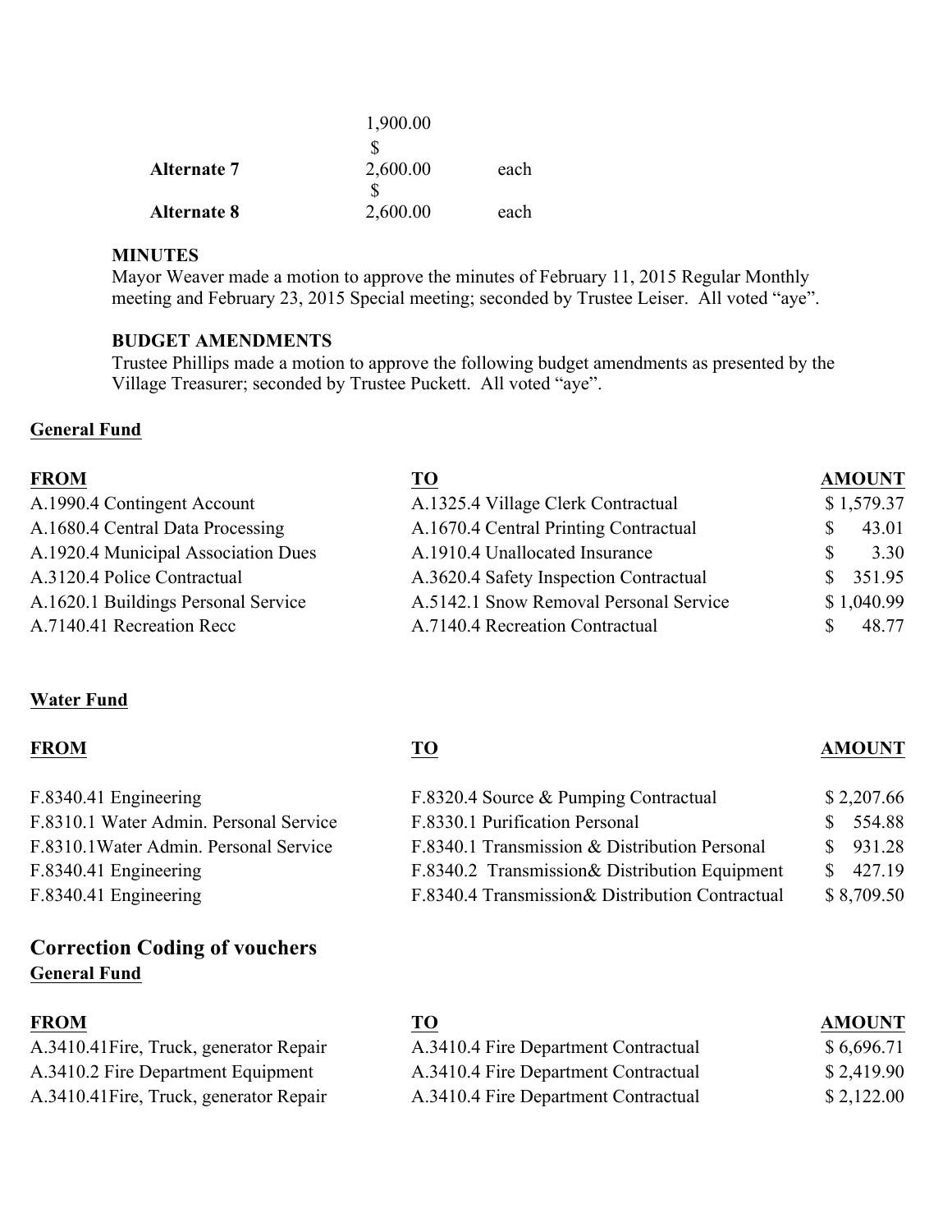| | | |
|---|---|---|
| | 1,900.00 | |
| | $ | |
| **Alternate 7** | 2,600.00 | each |
| | $ | |
| **Alternate 8** | 2,600.00 | each |

**MINUTES**
Mayor Weaver made a motion to approve the minutes of February 11, 2015 Regular Monthly meeting and February 23, 2015 Special meeting; seconded by Trustee Leiser. All voted "aye".

**BUDGET AMENDMENTS**
Trustee Phillips made a motion to approve the following budget amendments as presented by the Village Treasurer; seconded by Trustee Puckett. All voted "aye".

**General Fund**

| FROM | TO | AMOUNT |
|---|---|---|
| A.1990.4 Contingent Account | A.1325.4 Village Clerk Contractual | $ 1,579.37 |
| A.1680.4 Central Data Processing | A.1670.4 Central Printing Contractual | $ 43.01 |
| A.1920.4 Municipal Association Dues | A.1910.4 Unallocated Insurance | $ 3.30 |
| A.3120.4 Police Contractual | A.3620.4 Safety Inspection Contractual | $ 351.95 |
| A.1620.1 Buildings Personal Service | A.5142.1 Snow Removal Personal Service | $ 1,040.99 |
| A.7140.41 Recreation Recc | A.7140.4 Recreation Contractual | $ 48.77 |

**Water Fund**

| FROM | TO | AMOUNT |
|---|---|---|
| F.8340.41 Engineering | F.8320.4 Source & Pumping Contractual | $ 2,207.66 |
| F.8310.1 Water Admin. Personal Service | F.8330.1 Purification Personal | $ 554.88 |
| F.8310.1Water Admin. Personal Service | F.8340.1 Transmission & Distribution Personal | $ 931.28 |
| F.8340.41 Engineering | F.8340.2 Transmission& Distribution Equipment | $ 427.19 |
| F.8340.41 Engineering | F.8340.4 Transmission& Distribution Contractual | $ 8,709.50 |

## Correction Coding of vouchers

**General Fund**

| FROM | TO | AMOUNT |
|---|---|---|
| A.3410.41Fire, Truck, generator Repair | A.3410.4 Fire Department Contractual | $ 6,696.71 |
| A.3410.2 Fire Department Equipment | A.3410.4 Fire Department Contractual | $ 2,419.90 |
| A.3410.41Fire, Truck, generator Repair | A.3410.4 Fire Department Contractual | $ 2,122.00 |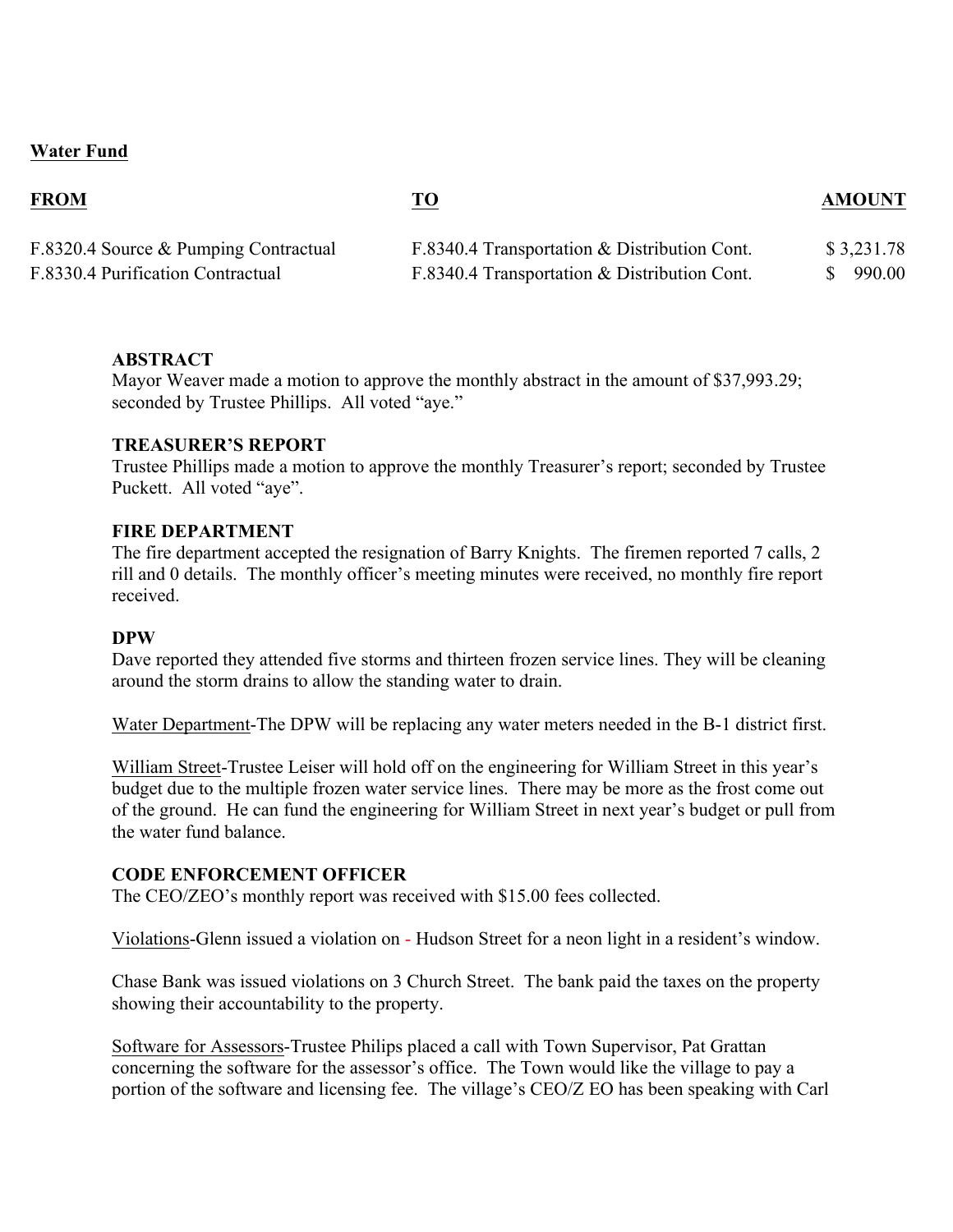**Water Fund**

| FROM | TO | AMOUNT |
|---|---|---|
| F.8320.4 Source & Pumping Contractual | F.8340.4 Transportation & Distribution Cont. | $ 3,231.78 |
| F.8330.4 Purification Contractual | F.8340.4 Transportation & Distribution Cont. | $ 990.00 |

**ABSTRACT**

Mayor Weaver made a motion to approve the monthly abstract in the amount of $37,993.29; seconded by Trustee Phillips. All voted "aye."

**TREASURER'S REPORT**

Trustee Phillips made a motion to approve the monthly Treasurer's report; seconded by Trustee Puckett. All voted "aye".

**FIRE DEPARTMENT**

The fire department accepted the resignation of Barry Knights. The firemen reported 7 calls, 2 rill and 0 details. The monthly officer's meeting minutes were received, no monthly fire report received.

**DPW**

Dave reported they attended five storms and thirteen frozen service lines. They will be cleaning around the storm drains to allow the standing water to drain.

Water Department-The DPW will be replacing any water meters needed in the B-1 district first.

William Street-Trustee Leiser will hold off on the engineering for William Street in this year's budget due to the multiple frozen water service lines. There may be more as the frost come out of the ground. He can fund the engineering for William Street in next year's budget or pull from the water fund balance.

**CODE ENFORCEMENT OFFICER**

The CEO/ZEO's monthly report was received with $15.00 fees collected.

Violations-Glenn issued a violation on - Hudson Street for a neon light in a resident's window.

Chase Bank was issued violations on 3 Church Street. The bank paid the taxes on the property showing their accountability to the property.

Software for Assessors-Trustee Philips placed a call with Town Supervisor, Pat Grattan concerning the software for the assessor's office. The Town would like the village to pay a portion of the software and licensing fee. The village's CEO/Z EO has been speaking with Carl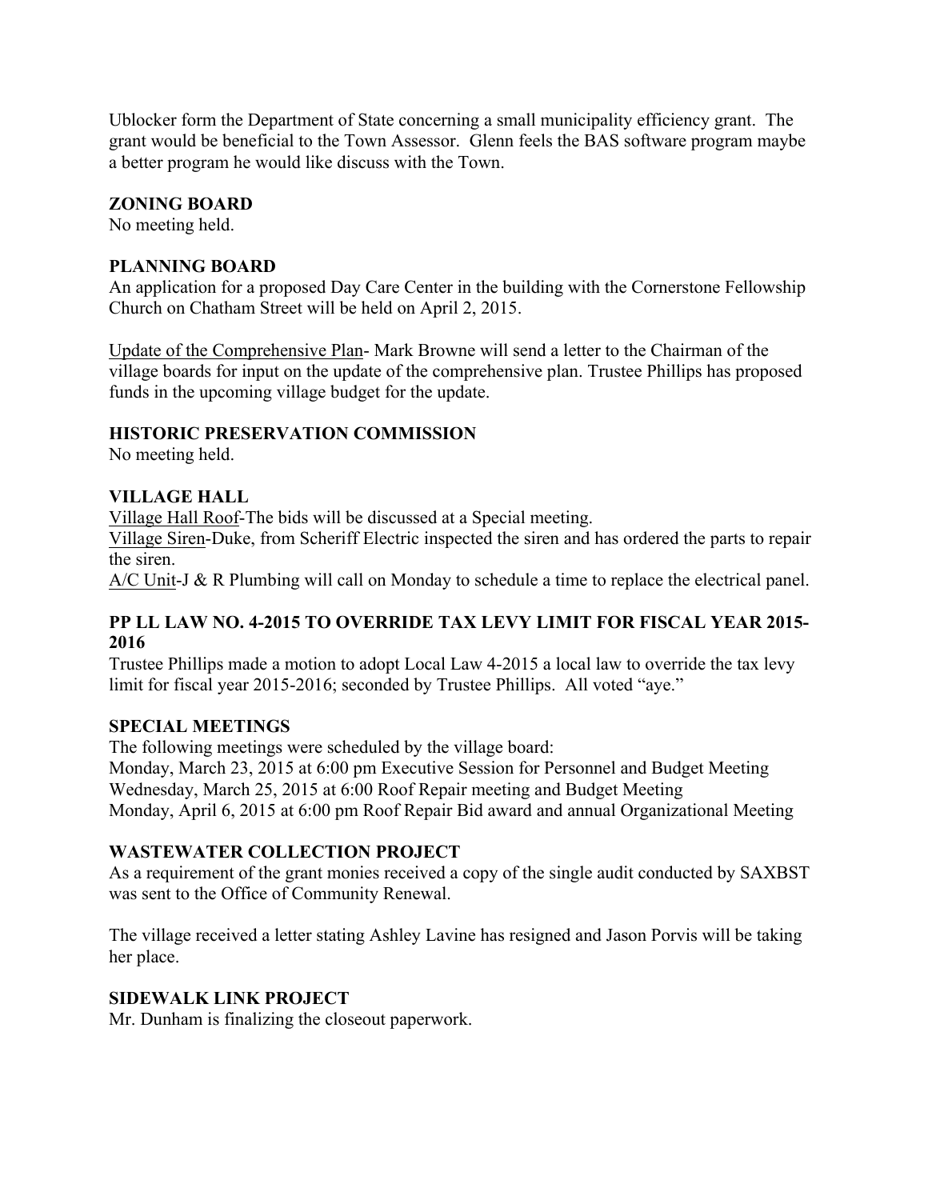Ublocker form the Department of State concerning a small municipality efficiency grant. The grant would be beneficial to the Town Assessor. Glenn feels the BAS software program maybe a better program he would like discuss with the Town.

**ZONING BOARD**
No meeting held.

**PLANNING BOARD**
An application for a proposed Day Care Center in the building with the Cornerstone Fellowship Church on Chatham Street will be held on April 2, 2015.

Update of the Comprehensive Plan- Mark Browne will send a letter to the Chairman of the village boards for input on the update of the comprehensive plan. Trustee Phillips has proposed funds in the upcoming village budget for the update.

**HISTORIC PRESERVATION COMMISSION**
No meeting held.

**VILLAGE HALL**
Village Hall Roof-The bids will be discussed at a Special meeting.
Village Siren-Duke, from Scheriff Electric inspected the siren and has ordered the parts to repair the siren.
A/C Unit-J & R Plumbing will call on Monday to schedule a time to replace the electrical panel.

**PP LL LAW NO. 4-2015 TO OVERRIDE TAX LEVY LIMIT FOR FISCAL YEAR 2015-2016**
Trustee Phillips made a motion to adopt Local Law 4-2015 a local law to override the tax levy limit for fiscal year 2015-2016; seconded by Trustee Phillips. All voted "aye."

**SPECIAL MEETINGS**
The following meetings were scheduled by the village board:
Monday, March 23, 2015 at 6:00 pm Executive Session for Personnel and Budget Meeting
Wednesday, March 25, 2015 at 6:00 Roof Repair meeting and Budget Meeting
Monday, April 6, 2015 at 6:00 pm Roof Repair Bid award and annual Organizational Meeting

**WASTEWATER COLLECTION PROJECT**
As a requirement of the grant monies received a copy of the single audit conducted by SAXBST was sent to the Office of Community Renewal.

The village received a letter stating Ashley Lavine has resigned and Jason Porvis will be taking her place.

**SIDEWALK LINK PROJECT**
Mr. Dunham is finalizing the closeout paperwork.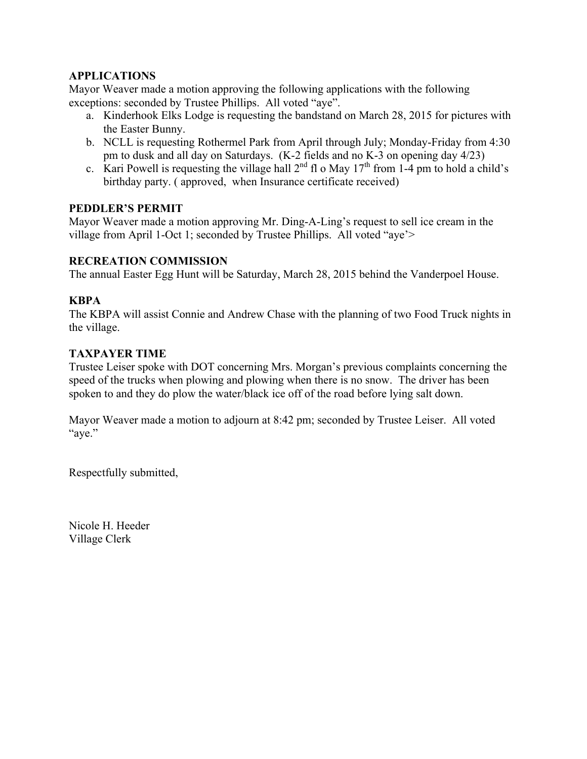**APPLICATIONS**

Mayor Weaver made a motion approving the following applications with the following exceptions: seconded by Trustee Phillips. All voted "aye".

a. Kinderhook Elks Lodge is requesting the bandstand on March 28, 2015 for pictures with the Easter Bunny.
b. NCLL is requesting Rothermel Park from April through July; Monday-Friday from 4:30 pm to dusk and all day on Saturdays. (K-2 fields and no K-3 on opening day 4/23)
c. Kari Powell is requesting the village hall 2nd fl o May 17th from 1-4 pm to hold a child's birthday party. ( approved, when Insurance certificate received)

**PEDDLER'S PERMIT**

Mayor Weaver made a motion approving Mr. Ding-A-Ling's request to sell ice cream in the village from April 1-Oct 1; seconded by Trustee Phillips. All voted "aye'>

**RECREATION COMMISSION**

The annual Easter Egg Hunt will be Saturday, March 28, 2015 behind the Vanderpoel House.

**KBPA**

The KBPA will assist Connie and Andrew Chase with the planning of two Food Truck nights in the village.

**TAXPAYER TIME**

Trustee Leiser spoke with DOT concerning Mrs. Morgan's previous complaints concerning the speed of the trucks when plowing and plowing when there is no snow. The driver has been spoken to and they do plow the water/black ice off of the road before lying salt down.

Mayor Weaver made a motion to adjourn at 8:42 pm; seconded by Trustee Leiser. All voted "aye."

Respectfully submitted,

Nicole H. Heeder
Village Clerk